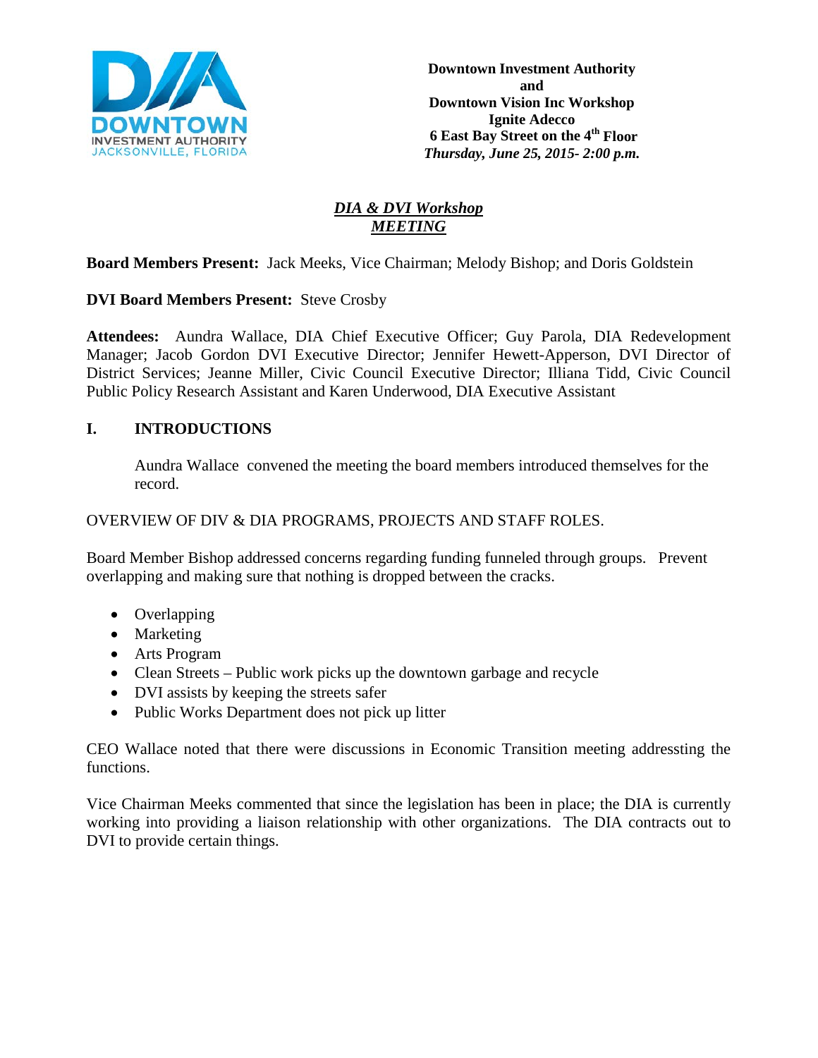**Downtown Investment Authority**
**and**
**Downtown Vision Inc Workshop**
**Ignite Adecco**
**6 East Bay Street on the 4th Floor**
***Thursday, June 25, 2015- 2:00 p.m.***

## ***DIA & DVI Workshop***
## ***MEETING***

**Board Members Present:** Jack Meeks, Vice Chairman; Melody Bishop; and Doris Goldstein

**DVI Board Members Present:** Steve Crosby

**Attendees:** Aundra Wallace, DIA Chief Executive Officer; Guy Parola, DIA Redevelopment Manager; Jacob Gordon DVI Executive Director; Jennifer Hewett-Apperson, DVI Director of District Services; Jeanne Miller, Civic Council Executive Director; Illiana Tidd, Civic Council Public Policy Research Assistant and Karen Underwood, DIA Executive Assistant

## I. INTRODUCTIONS

Aundra Wallace convened the meeting the board members introduced themselves for the record.

OVERVIEW OF DIV & DIA PROGRAMS, PROJECTS AND STAFF ROLES.

Board Member Bishop addressed concerns regarding funding funneled through groups. Prevent overlapping and making sure that nothing is dropped between the cracks.

- Overlapping
- Marketing
- Arts Program
- Clean Streets – Public work picks up the downtown garbage and recycle
- DVI assists by keeping the streets safer
- Public Works Department does not pick up litter

CEO Wallace noted that there were discussions in Economic Transition meeting addressting the functions.

Vice Chairman Meeks commented that since the legislation has been in place; the DIA is currently working into providing a liaison relationship with other organizations. The DIA contracts out to DVI to provide certain things.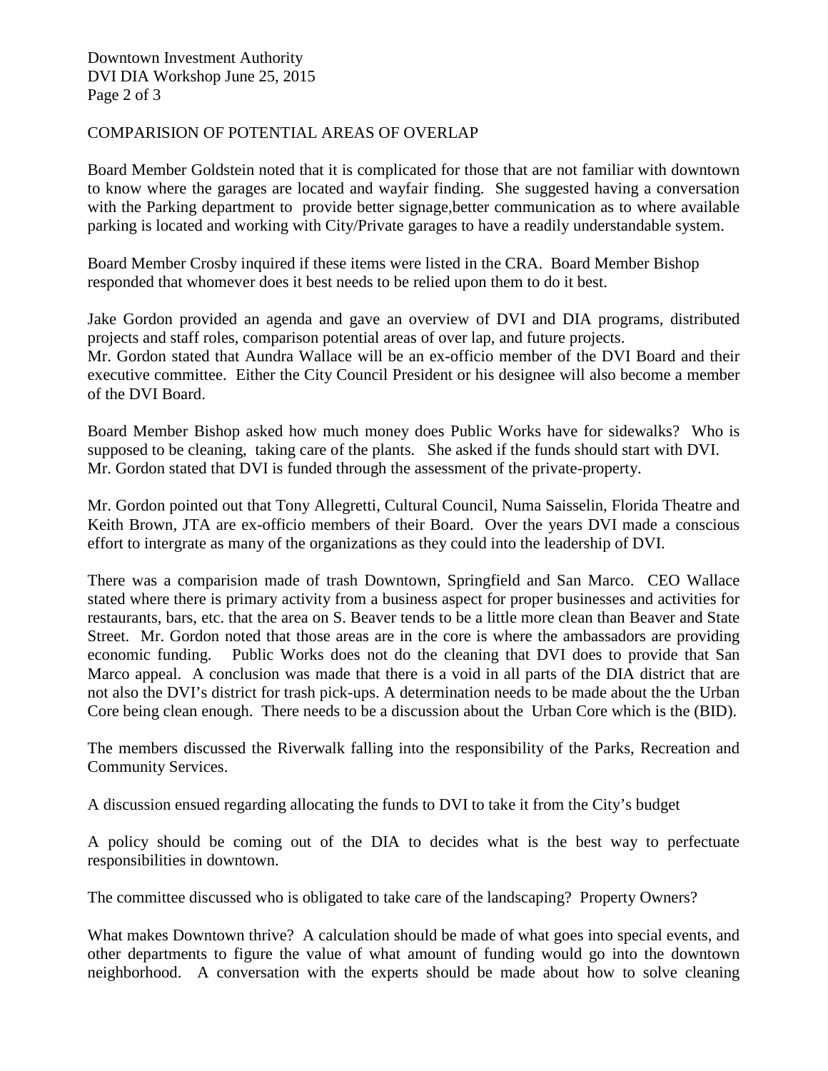COMPARISION OF POTENTIAL AREAS OF OVERLAP

Board Member Goldstein noted that it is complicated for those that are not familiar with downtown to know where the garages are located and wayfair finding. She suggested having a conversation with the Parking department to provide better signage,better communication as to where available parking is located and working with City/Private garages to have a readily understandable system.

Board Member Crosby inquired if these items were listed in the CRA. Board Member Bishop responded that whomever does it best needs to be relied upon them to do it best.

Jake Gordon provided an agenda and gave an overview of DVI and DIA programs, distributed projects and staff roles, comparison potential areas of over lap, and future projects.
Mr. Gordon stated that Aundra Wallace will be an ex-officio member of the DVI Board and their executive committee. Either the City Council President or his designee will also become a member of the DVI Board.

Board Member Bishop asked how much money does Public Works have for sidewalks? Who is supposed to be cleaning, taking care of the plants. She asked if the funds should start with DVI.
Mr. Gordon stated that DVI is funded through the assessment of the private-property.

Mr. Gordon pointed out that Tony Allegretti, Cultural Council, Numa Saisselin, Florida Theatre and Keith Brown, JTA are ex-officio members of their Board. Over the years DVI made a conscious effort to intergrate as many of the organizations as they could into the leadership of DVI.

There was a comparision made of trash Downtown, Springfield and San Marco. CEO Wallace stated where there is primary activity from a business aspect for proper businesses and activities for restaurants, bars, etc. that the area on S. Beaver tends to be a little more clean than Beaver and State Street. Mr. Gordon noted that those areas are in the core is where the ambassadors are providing economic funding. Public Works does not do the cleaning that DVI does to provide that San Marco appeal. A conclusion was made that there is a void in all parts of the DIA district that are not also the DVI's district for trash pick-ups. A determination needs to be made about the the Urban Core being clean enough. There needs to be a discussion about the Urban Core which is the (BID).

The members discussed the Riverwalk falling into the responsibility of the Parks, Recreation and Community Services.

A discussion ensued regarding allocating the funds to DVI to take it from the City's budget

A policy should be coming out of the DIA to decides what is the best way to perfectuate responsibilities in downtown.

The committee discussed who is obligated to take care of the landscaping? Property Owners?

What makes Downtown thrive? A calculation should be made of what goes into special events, and other departments to figure the value of what amount of funding would go into the downtown neighborhood. A conversation with the experts should be made about how to solve cleaning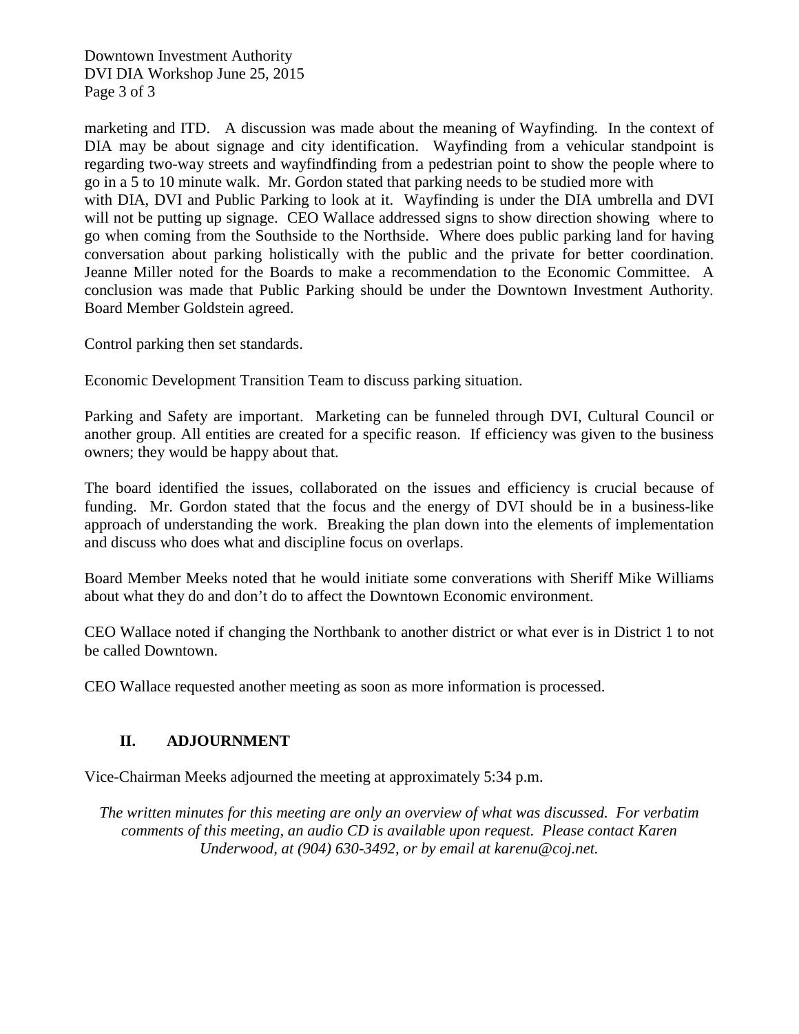marketing and ITD. A discussion was made about the meaning of Wayfinding. In the context of DIA may be about signage and city identification. Wayfinding from a vehicular standpoint is regarding two-way streets and wayfindfinding from a pedestrian point to show the people where to go in a 5 to 10 minute walk. Mr. Gordon stated that parking needs to be studied more with with DIA, DVI and Public Parking to look at it. Wayfinding is under the DIA umbrella and DVI will not be putting up signage. CEO Wallace addressed signs to show direction showing where to go when coming from the Southside to the Northside. Where does public parking land for having conversation about parking holistically with the public and the private for better coordination. Jeanne Miller noted for the Boards to make a recommendation to the Economic Committee. A conclusion was made that Public Parking should be under the Downtown Investment Authority. Board Member Goldstein agreed.

Control parking then set standards.

Economic Development Transition Team to discuss parking situation.

Parking and Safety are important. Marketing can be funneled through DVI, Cultural Council or another group. All entities are created for a specific reason. If efficiency was given to the business owners; they would be happy about that.

The board identified the issues, collaborated on the issues and efficiency is crucial because of funding. Mr. Gordon stated that the focus and the energy of DVI should be in a business-like approach of understanding the work. Breaking the plan down into the elements of implementation and discuss who does what and discipline focus on overlaps.

Board Member Meeks noted that he would initiate some converations with Sheriff Mike Williams about what they do and don't do to affect the Downtown Economic environment.

CEO Wallace noted if changing the Northbank to another district or what ever is in District 1 to not be called Downtown.

CEO Wallace requested another meeting as soon as more information is processed.

## II. ADJOURNMENT

Vice-Chairman Meeks adjourned the meeting at approximately 5:34 p.m.

*The written minutes for this meeting are only an overview of what was discussed. For verbatim comments of this meeting, an audio CD is available upon request. Please contact Karen Underwood, at (904) 630-3492, or by email at karenu@coj.net.*